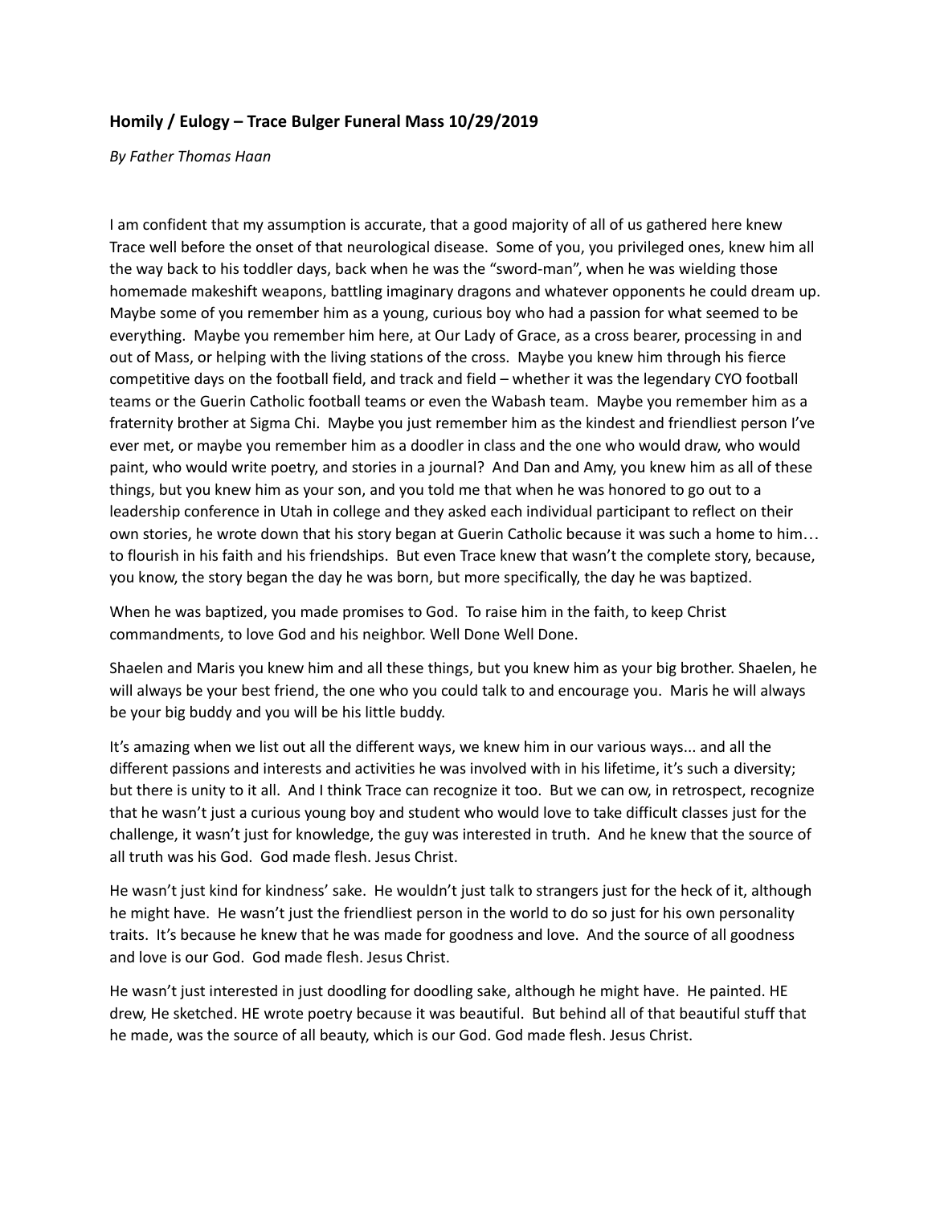### **Homily / Eulogy – Trace Bulger Funeral Mass 10/29/2019**

*By Father Thomas Haan*

I am confident that my assumption is accurate, that a good majority of all of us gathered here knew Trace well before the onset of that neurological disease. Some of you, you privileged ones, knew him all the way back to his toddler days, back when he was the "sword-man", when he was wielding those homemade makeshift weapons, battling imaginary dragons and whatever opponents he could dream up. Maybe some of you remember him as a young, curious boy who had a passion for what seemed to be everything. Maybe you remember him here, at Our Lady of Grace, as a cross bearer, processing in and out of Mass, or helping with the living stations of the cross. Maybe you knew him through his fierce competitive days on the football field, and track and field – whether it was the legendary CYO football teams or the Guerin Catholic football teams or even the Wabash team. Maybe you remember him as a fraternity brother at Sigma Chi. Maybe you just remember him as the kindest and friendliest person I've ever met, or maybe you remember him as a doodler in class and the one who would draw, who would paint, who would write poetry, and stories in a journal? And Dan and Amy, you knew him as all of these things, but you knew him as your son, and you told me that when he was honored to go out to a leadership conference in Utah in college and they asked each individual participant to reflect on their own stories, he wrote down that his story began at Guerin Catholic because it was such a home to him… to flourish in his faith and his friendships. But even Trace knew that wasn't the complete story, because, you know, the story began the day he was born, but more specifically, the day he was baptized.

When he was baptized, you made promises to God. To raise him in the faith, to keep Christ commandments, to love God and his neighbor. Well Done Well Done.

Shaelen and Maris you knew him and all these things, but you knew him as your big brother. Shaelen, he will always be your best friend, the one who you could talk to and encourage you. Maris he will always be your big buddy and you will be his little buddy.

It's amazing when we list out all the different ways, we knew him in our various ways... and all the different passions and interests and activities he was involved with in his lifetime, it's such a diversity; but there is unity to it all. And I think Trace can recognize it too. But we can ow, in retrospect, recognize that he wasn't just a curious young boy and student who would love to take difficult classes just for the challenge, it wasn't just for knowledge, the guy was interested in truth. And he knew that the source of all truth was his God. God made flesh. Jesus Christ.

He wasn't just kind for kindness' sake. He wouldn't just talk to strangers just for the heck of it, although he might have. He wasn't just the friendliest person in the world to do so just for his own personality traits. It's because he knew that he was made for goodness and love. And the source of all goodness and love is our God. God made flesh. Jesus Christ.

He wasn't just interested in just doodling for doodling sake, although he might have. He painted. HE drew, He sketched. HE wrote poetry because it was beautiful. But behind all of that beautiful stuff that he made, was the source of all beauty, which is our God. God made flesh. Jesus Christ.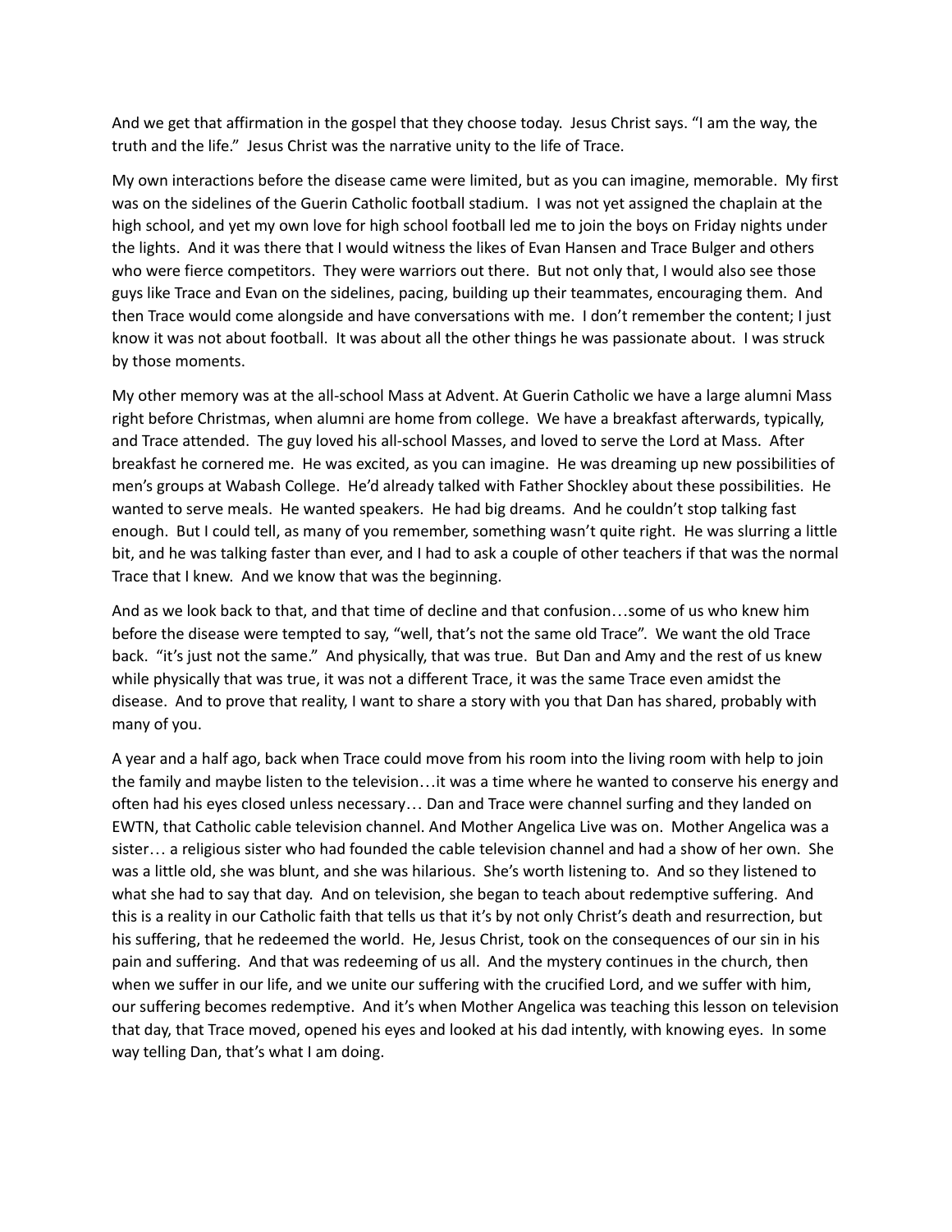And we get that affirmation in the gospel that they choose today. Jesus Christ says. “I am the way, the truth and the life.” Jesus Christ was the narrative unity to the life of Trace.

My own interactions before the disease came were limited, but as you can imagine, memorable. My first was on the sidelines of the Guerin Catholic football stadium. I was not yet assigned the chaplain at the high school, and yet my own love for high school football led me to join the boys on Friday nights under the lights. And it was there that I would witness the likes of Evan Hansen and Trace Bulger and others who were fierce competitors. They were warriors out there. But not only that, I would also see those guys like Trace and Evan on the sidelines, pacing, building up their teammates, encouraging them. And then Trace would come alongside and have conversations with me. I don’t remember the content; I just know it was not about football. It was about all the other things he was passionate about. I was struck by those moments.

My other memory was at the all-school Mass at Advent. At Guerin Catholic we have a large alumni Mass right before Christmas, when alumni are home from college. We have a breakfast afterwards, typically, and Trace attended. The guy loved his all-school Masses, and loved to serve the Lord at Mass. After breakfast he cornered me. He was excited, as you can imagine. He was dreaming up new possibilities of men’s groups at Wabash College. He’d already talked with Father Shockley about these possibilities. He wanted to serve meals. He wanted speakers. He had big dreams. And he couldn’t stop talking fast enough. But I could tell, as many of you remember, something wasn’t quite right. He was slurring a little bit, and he was talking faster than ever, and I had to ask a couple of other teachers if that was the normal Trace that I knew. And we know that was the beginning.

And as we look back to that, and that time of decline and that confusion…some of us who knew him before the disease were tempted to say, “well, that’s not the same old Trace”. We want the old Trace back. “it’s just not the same.” And physically, that was true. But Dan and Amy and the rest of us knew while physically that was true, it was not a different Trace, it was the same Trace even amidst the disease. And to prove that reality, I want to share a story with you that Dan has shared, probably with many of you.

A year and a half ago, back when Trace could move from his room into the living room with help to join the family and maybe listen to the television…it was a time where he wanted to conserve his energy and often had his eyes closed unless necessary… Dan and Trace were channel surfing and they landed on EWTN, that Catholic cable television channel. And Mother Angelica Live was on. Mother Angelica was a sister… a religious sister who had founded the cable television channel and had a show of her own. She was a little old, she was blunt, and she was hilarious. She’s worth listening to. And so they listened to what she had to say that day. And on television, she began to teach about redemptive suffering. And this is a reality in our Catholic faith that tells us that it’s by not only Christ’s death and resurrection, but his suffering, that he redeemed the world. He, Jesus Christ, took on the consequences of our sin in his pain and suffering. And that was redeeming of us all. And the mystery continues in the church, then when we suffer in our life, and we unite our suffering with the crucified Lord, and we suffer with him, our suffering becomes redemptive. And it’s when Mother Angelica was teaching this lesson on television that day, that Trace moved, opened his eyes and looked at his dad intently, with knowing eyes. In some way telling Dan, that’s what I am doing.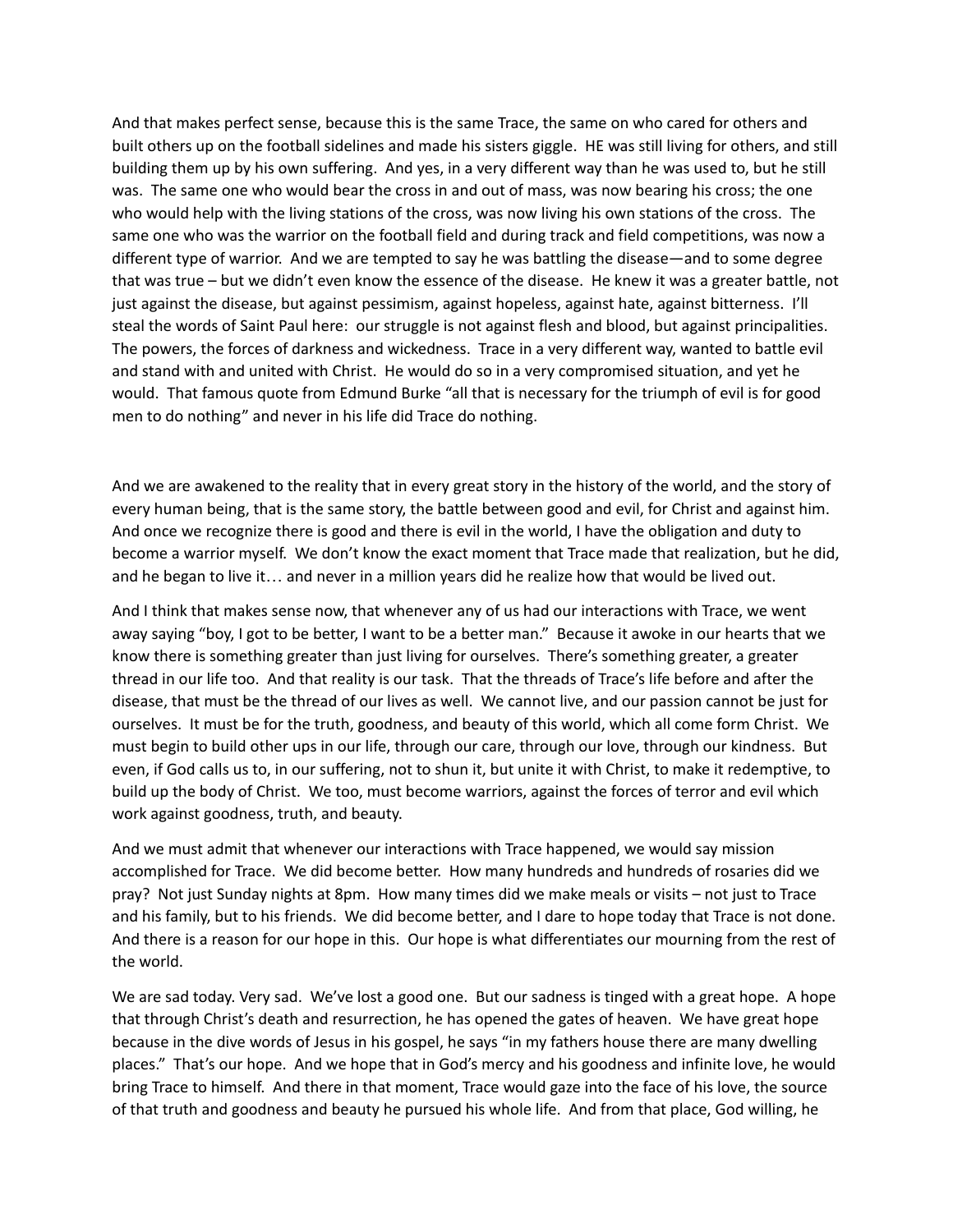And that makes perfect sense, because this is the same Trace, the same on who cared for others and built others up on the football sidelines and made his sisters giggle. HE was still living for others, and still building them up by his own suffering. And yes, in a very different way than he was used to, but he still was. The same one who would bear the cross in and out of mass, was now bearing his cross; the one who would help with the living stations of the cross, was now living his own stations of the cross. The same one who was the warrior on the football field and during track and field competitions, was now a different type of warrior. And we are tempted to say he was battling the disease—and to some degree that was true – but we didn't even know the essence of the disease. He knew it was a greater battle, not just against the disease, but against pessimism, against hopeless, against hate, against bitterness. I'll steal the words of Saint Paul here: our struggle is not against flesh and blood, but against principalities. The powers, the forces of darkness and wickedness. Trace in a very different way, wanted to battle evil and stand with and united with Christ. He would do so in a very compromised situation, and yet he would. That famous quote from Edmund Burke "all that is necessary for the triumph of evil is for good men to do nothing" and never in his life did Trace do nothing.

And we are awakened to the reality that in every great story in the history of the world, and the story of every human being, that is the same story, the battle between good and evil, for Christ and against him. And once we recognize there is good and there is evil in the world, I have the obligation and duty to become a warrior myself. We don't know the exact moment that Trace made that realization, but he did, and he began to live it… and never in a million years did he realize how that would be lived out.

And I think that makes sense now, that whenever any of us had our interactions with Trace, we went away saying "boy, I got to be better, I want to be a better man." Because it awoke in our hearts that we know there is something greater than just living for ourselves. There's something greater, a greater thread in our life too. And that reality is our task. That the threads of Trace's life before and after the disease, that must be the thread of our lives as well. We cannot live, and our passion cannot be just for ourselves. It must be for the truth, goodness, and beauty of this world, which all come form Christ. We must begin to build other ups in our life, through our care, through our love, through our kindness. But even, if God calls us to, in our suffering, not to shun it, but unite it with Christ, to make it redemptive, to build up the body of Christ. We too, must become warriors, against the forces of terror and evil which work against goodness, truth, and beauty.

And we must admit that whenever our interactions with Trace happened, we would say mission accomplished for Trace. We did become better. How many hundreds and hundreds of rosaries did we pray? Not just Sunday nights at 8pm. How many times did we make meals or visits – not just to Trace and his family, but to his friends. We did become better, and I dare to hope today that Trace is not done. And there is a reason for our hope in this. Our hope is what differentiates our mourning from the rest of the world.

We are sad today. Very sad. We've lost a good one. But our sadness is tinged with a great hope. A hope that through Christ's death and resurrection, he has opened the gates of heaven. We have great hope because in the dive words of Jesus in his gospel, he says "in my fathers house there are many dwelling places." That's our hope. And we hope that in God's mercy and his goodness and infinite love, he would bring Trace to himself. And there in that moment, Trace would gaze into the face of his love, the source of that truth and goodness and beauty he pursued his whole life. And from that place, God willing, he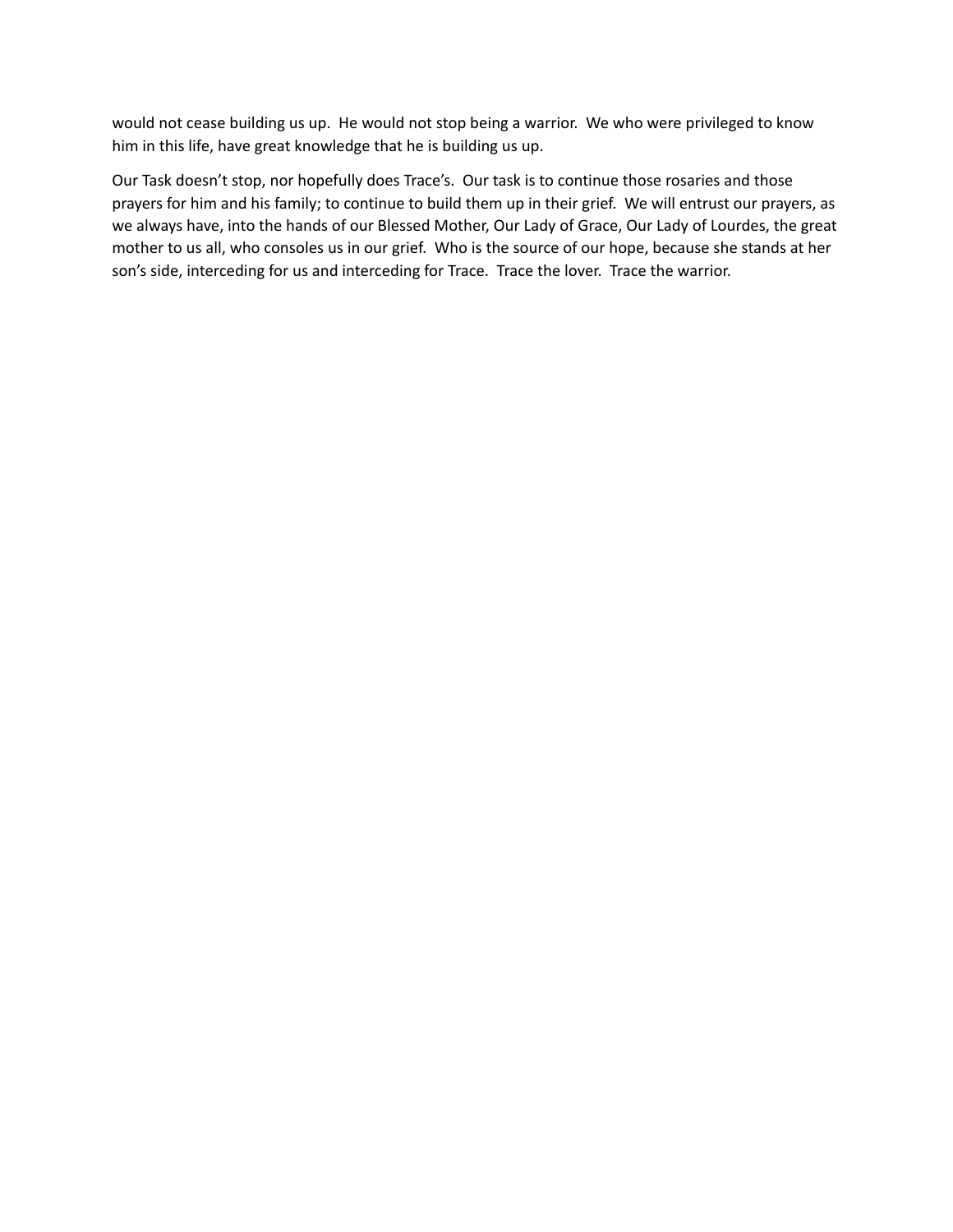would not cease building us up. He would not stop being a warrior. We who were privileged to know him in this life, have great knowledge that he is building us up.

Our Task doesn't stop, nor hopefully does Trace's. Our task is to continue those rosaries and those prayers for him and his family; to continue to build them up in their grief. We will entrust our prayers, as we always have, into the hands of our Blessed Mother, Our Lady of Grace, Our Lady of Lourdes, the great mother to us all, who consoles us in our grief. Who is the source of our hope, because she stands at her son's side, interceding for us and interceding for Trace. Trace the lover. Trace the warrior.